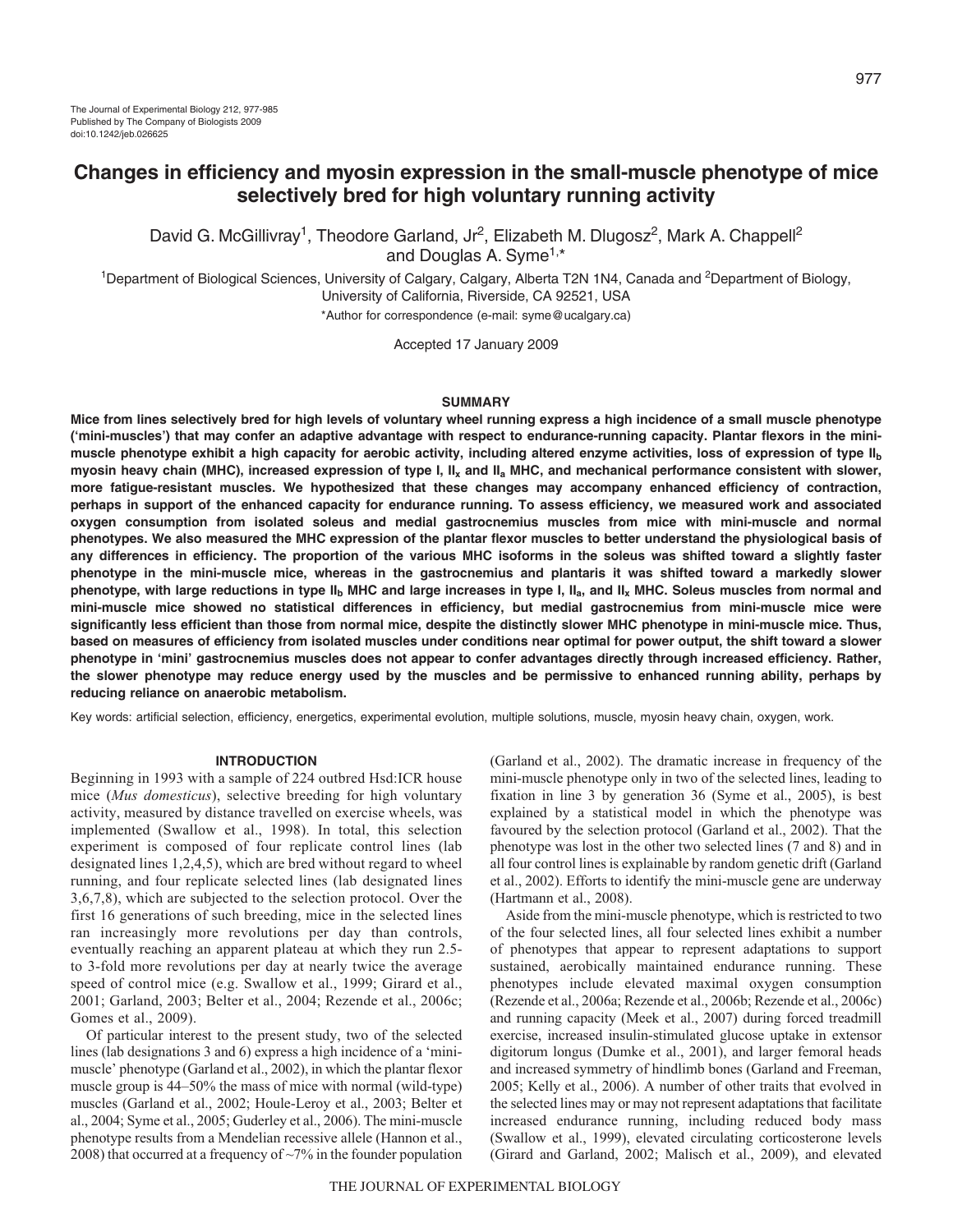# Changes in efficiency and myosin expression in the small-muscle phenotype of mice selectively bred for high voluntary running activity

David G. McGillivray[1], Theodore Garland, Jr[2], Elizabeth M. Dlugosz[2], Mark A. Chappell[2] and Douglas A. Syme[1,*]

[1]Department of Biological Sciences, University of Calgary, Calgary, Alberta T2N 1N4, Canada and [2]Department of Biology, University of California, Riverside, CA 92521, USA

*Author for correspondence (e-mail: syme@ucalgary.ca)

Accepted 17 January 2009

## SUMMARY

**Mice from lines selectively bred for high levels of voluntary wheel running express a high incidence of a small muscle phenotype ('mini-muscles') that may confer an adaptive advantage with respect to endurance-running capacity. Plantar flexors in the mini-muscle phenotype exhibit a high capacity for aerobic activity, including altered enzyme activities, loss of expression of type $II_b$ myosin heavy chain (MHC), increased expression of type I, $II_x$ and $II_a$ MHC, and mechanical performance consistent with slower, more fatigue-resistant muscles. We hypothesized that these changes may accompany enhanced efficiency of contraction, perhaps in support of the enhanced capacity for endurance running. To assess efficiency, we measured work and associated oxygen consumption from isolated soleus and medial gastrocnemius muscles from mice with mini-muscle and normal phenotypes. We also measured the MHC expression of the plantar flexor muscles to better understand the physiological basis of any differences in efficiency. The proportion of the various MHC isoforms in the soleus was shifted toward a slightly faster phenotype in the mini-muscle mice, whereas in the gastrocnemius and plantaris it was shifted toward a markedly slower phenotype, with large reductions in type $II_b$ MHC and large increases in type I, $II_a$, and $II_x$ MHC. Soleus muscles from normal and mini-muscle mice showed no statistical differences in efficiency, but medial gastrocnemius from mini-muscle mice were significantly less efficient than those from normal mice, despite the distinctly slower MHC phenotype in mini-muscle mice. Thus, based on measures of efficiency from isolated muscles under conditions near optimal for power output, the shift toward a slower phenotype in 'mini' gastrocnemius muscles does not appear to confer advantages directly through increased efficiency. Rather, the slower phenotype may reduce energy used by the muscles and be permissive to enhanced running ability, perhaps by reducing reliance on anaerobic metabolism.**

Key words: artificial selection, efficiency, energetics, experimental evolution, multiple solutions, muscle, myosin heavy chain, oxygen, work.

## INTRODUCTION

Beginning in 1993 with a sample of 224 outbred Hsd:ICR house mice (*Mus domesticus*), selective breeding for high voluntary activity, measured by distance travelled on exercise wheels, was implemented (Swallow et al., 1998). In total, this selection experiment is composed of four replicate control lines (lab designated lines 1,2,4,5), which are bred without regard to wheel running, and four replicate selected lines (lab designated lines 3,6,7,8), which are subjected to the selection protocol. Over the first 16 generations of such breeding, mice in the selected lines ran increasingly more revolutions per day than controls, eventually reaching an apparent plateau at which they run 2.5- to 3-fold more revolutions per day at nearly twice the average speed of control mice (e.g. Swallow et al., 1999; Girard et al., 2001; Garland, 2003; Belter et al., 2004; Rezende et al., 2006c; Gomes et al., 2009).

Of particular interest to the present study, two of the selected lines (lab designations 3 and 6) express a high incidence of a 'mini-muscle' phenotype (Garland et al., 2002), in which the plantar flexor muscle group is 44–50% the mass of mice with normal (wild-type) muscles (Garland et al., 2002; Houle-Leroy et al., 2003; Belter et al., 2004; Syme et al., 2005; Guderley et al., 2006). The mini-muscle phenotype results from a Mendelian recessive allele (Hannon et al., 2008) that occurred at a frequency of ~7% in the founder population (Garland et al., 2002). The dramatic increase in frequency of the mini-muscle phenotype only in two of the selected lines, leading to fixation in line 3 by generation 36 (Syme et al., 2005), is best explained by a statistical model in which the phenotype was favoured by the selection protocol (Garland et al., 2002). That the phenotype was lost in the other two selected lines (7 and 8) and in all four control lines is explainable by random genetic drift (Garland et al., 2002). Efforts to identify the mini-muscle gene are underway (Hartmann et al., 2008).

Aside from the mini-muscle phenotype, which is restricted to two of the four selected lines, all four selected lines exhibit a number of phenotypes that appear to represent adaptations to support sustained, aerobically maintained endurance running. These phenotypes include elevated maximal oxygen consumption (Rezende et al., 2006a; Rezende et al., 2006b; Rezende et al., 2006c) and running capacity (Meek et al., 2007) during forced treadmill exercise, increased insulin-stimulated glucose uptake in extensor digitorum longus (Dumke et al., 2001), and larger femoral heads and increased symmetry of hindlimb bones (Garland and Freeman, 2005; Kelly et al., 2006). A number of other traits that evolved in the selected lines may or may not represent adaptations that facilitate increased endurance running, including reduced body mass (Swallow et al., 1999), elevated circulating corticosterone levels (Girard and Garland, 2002; Malisch et al., 2009), and elevated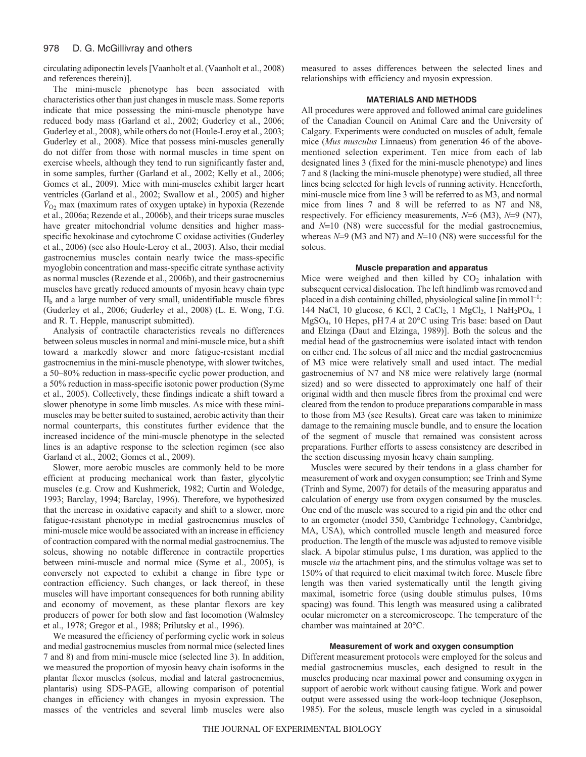circulating adiponectin levels [Vaanholt et al. (Vaanholt et al., 2008) and references therein)].

The mini-muscle phenotype has been associated with characteristics other than just changes in muscle mass. Some reports indicate that mice possessing the mini-muscle phenotype have reduced body mass (Garland et al., 2002; Guderley et al., 2006; Guderley et al., 2008), while others do not (Houle-Leroy et al., 2003; Guderley et al., 2008). Mice that possess mini-muscles generally do not differ from those with normal muscles in time spent on exercise wheels, although they tend to run significantly faster and, in some samples, further (Garland et al., 2002; Kelly et al., 2006; Gomes et al., 2009). Mice with mini-muscles exhibit larger heart ventricles (Garland et al., 2002; Swallow et al., 2005) and higher $\dot{V}_{O_2}$ max (maximum rates of oxygen uptake) in hypoxia (Rezende et al., 2006a; Rezende et al., 2006b), and their triceps surae muscles have greater mitochondrial volume densities and higher mass-specific hexokinase and cytochrome C oxidase activities (Guderley et al., 2006) (see also Houle-Leroy et al., 2003). Also, their medial gastrocnemius muscles contain nearly twice the mass-specific myoglobin concentration and mass-specific citrate synthase activity as normal muscles (Rezende et al., 2006b), and their gastrocnemius muscles have greatly reduced amounts of myosin heavy chain type $II_b$ and a large number of very small, unidentifiable muscle fibres (Guderley et al., 2006; Guderley et al., 2008) (L. E. Wong, T.G. and R. T. Hepple, manuscript submitted).

Analysis of contractile characteristics reveals no differences between soleus muscles in normal and mini-muscle mice, but a shift toward a markedly slower and more fatigue-resistant medial gastrocnemius in the mini-muscle phenotype, with slower twitches, a 50–80% reduction in mass-specific cyclic power production, and a 50% reduction in mass-specific isotonic power production (Syme et al., 2005). Collectively, these findings indicate a shift toward a slower phenotype in some limb muscles. As mice with these mini-muscles may be better suited to sustained, aerobic activity than their normal counterparts, this constitutes further evidence that the increased incidence of the mini-muscle phenotype in the selected lines is an adaptive response to the selection regimen (see also Garland et al., 2002; Gomes et al., 2009).

Slower, more aerobic muscles are commonly held to be more efficient at producing mechanical work than faster, glycolytic muscles (e.g. Crow and Kushmerick, 1982; Curtin and Woledge, 1993; Barclay, 1994; Barclay, 1996). Therefore, we hypothesized that the increase in oxidative capacity and shift to a slower, more fatigue-resistant phenotype in medial gastrocnemius muscles of mini-muscle mice would be associated with an increase in efficiency of contraction compared with the normal medial gastrocnemius. The soleus, showing no notable difference in contractile properties between mini-muscle and normal mice (Syme et al., 2005), is conversely not expected to exhibit a change in fibre type or contraction efficiency. Such changes, or lack thereof, in these muscles will have important consequences for both running ability and economy of movement, as these plantar flexors are key producers of power for both slow and fast locomotion (Walmsley et al., 1978; Gregor et al., 1988; Prilutsky et al., 1996).

We measured the efficiency of performing cyclic work in soleus and medial gastrocnemius muscles from normal mice (selected lines 7 and 8) and from mini-muscle mice (selected line 3). In addition, we measured the proportion of myosin heavy chain isoforms in the plantar flexor muscles (soleus, medial and lateral gastrocnemius, plantaris) using SDS-PAGE, allowing comparison of potential changes in efficiency with changes in myosin expression. The masses of the ventricles and several limb muscles were also measured to asses differences between the selected lines and relationships with efficiency and myosin expression.

## MATERIALS AND METHODS

All procedures were approved and followed animal care guidelines of the Canadian Council on Animal Care and the University of Calgary. Experiments were conducted on muscles of adult, female mice (*Mus musculus* Linnaeus) from generation 46 of the above-mentioned selection experiment. Ten mice from each of lab designated lines 3 (fixed for the mini-muscle phenotype) and lines 7 and 8 (lacking the mini-muscle phenotype) were studied, all three lines being selected for high levels of running activity. Henceforth, mini-muscle mice from line 3 will be referred to as M3, and normal mice from lines 7 and 8 will be referred to as N7 and N8, respectively. For efficiency measurements, $N$=6 (M3), $N$=9 (N7), and $N$=10 (N8) were successful for the medial gastrocnemius, whereas $N$=9 (M3 and N7) and $N$=10 (N8) were successful for the soleus.

### Muscle preparation and apparatus

Mice were weighed and then killed by $CO_2$ inhalation with subsequent cervical dislocation. The left hindlimb was removed and placed in a dish containing chilled, physiological saline [in mmol $l^{-1}$: 144 NaCl, 10 glucose, 6 KCl, 2 $CaCl_2$, 1 $MgCl_2$, 1 $NaH_2PO_4$, 1 $MgSO_4$, 10 Hepes, pH 7.4 at 20°C using Tris base: based on Daut and Elzinga (Daut and Elzinga, 1989)]. Both the soleus and the medial head of the gastrocnemius were isolated intact with tendon on either end. The soleus of all mice and the medial gastrocnemius of M3 mice were relatively small and used intact. The medial gastrocnemius of N7 and N8 mice were relatively large (normal sized) and so were dissected to approximately one half of their original width and then muscle fibres from the proximal end were cleared from the tendon to produce preparations comparable in mass to those from M3 (see Results). Great care was taken to minimize damage to the remaining muscle bundle, and to ensure the location of the segment of muscle that remained was consistent across preparations. Further efforts to assess consistency are described in the section discussing myosin heavy chain sampling.

Muscles were secured by their tendons in a glass chamber for measurement of work and oxygen consumption; see Trinh and Syme (Trinh and Syme, 2007) for details of the measuring apparatus and calculation of energy use from oxygen consumed by the muscles. One end of the muscle was secured to a rigid pin and the other end to an ergometer (model 350, Cambridge Technology, Cambridge, MA, USA), which controlled muscle length and measured force production. The length of the muscle was adjusted to remove visible slack. A bipolar stimulus pulse, 1 ms duration, was applied to the muscle *via* the attachment pins, and the stimulus voltage was set to 150% of that required to elicit maximal twitch force. Muscle fibre length was then varied systematically until the length giving maximal, isometric force (using double stimulus pulses, 10 ms spacing) was found. This length was measured using a calibrated ocular micrometer on a stereomicroscope. The temperature of the chamber was maintained at 20°C.

### Measurement of work and oxygen consumption

Different measurement protocols were employed for the soleus and medial gastrocnemius muscles, each designed to result in the muscles producing near maximal power and consuming oxygen in support of aerobic work without causing fatigue. Work and power output were assessed using the work-loop technique (Josephson, 1985). For the soleus, muscle length was cycled in a sinusoidal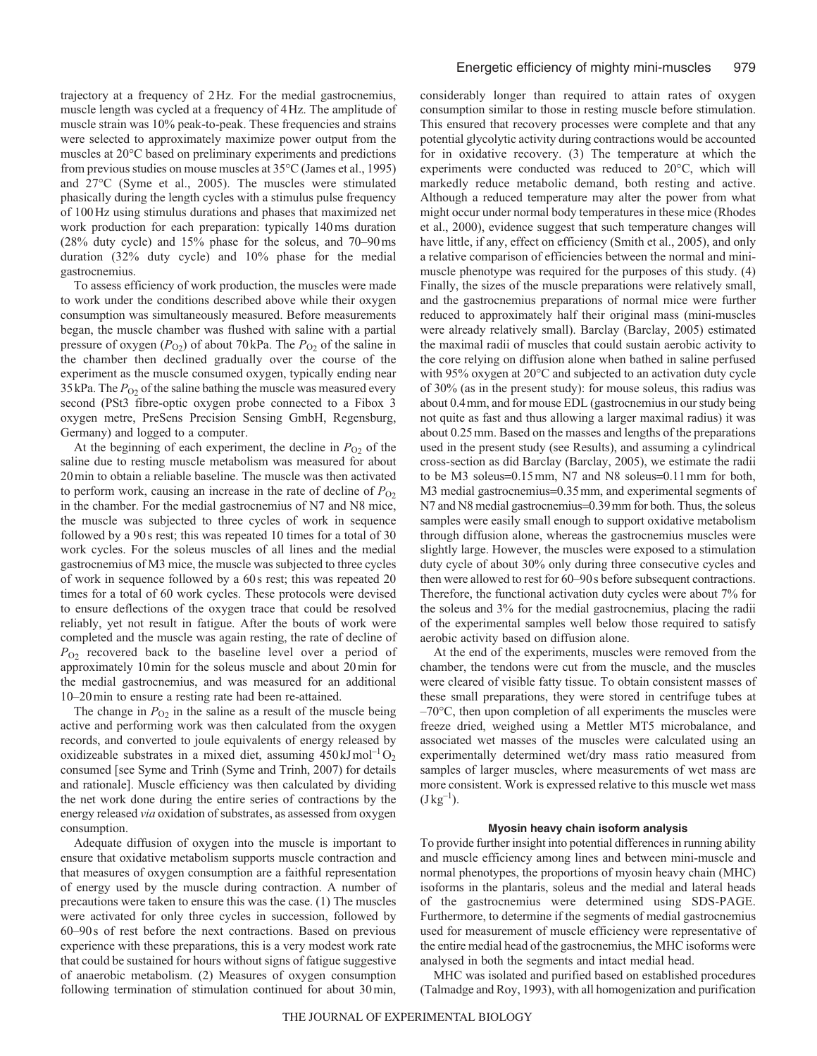trajectory at a frequency of 2 Hz. For the medial gastrocnemius, muscle length was cycled at a frequency of 4 Hz. The amplitude of muscle strain was 10% peak-to-peak. These frequencies and strains were selected to approximately maximize power output from the muscles at 20°C based on preliminary experiments and predictions from previous studies on mouse muscles at 35°C (James et al., 1995) and 27°C (Syme et al., 2005). The muscles were stimulated phasically during the length cycles with a stimulus pulse frequency of 100 Hz using stimulus durations and phases that maximized net work production for each preparation: typically 140 ms duration (28% duty cycle) and 15% phase for the soleus, and 70–90 ms duration (32% duty cycle) and 10% phase for the medial gastrocnemius.

To assess efficiency of work production, the muscles were made to work under the conditions described above while their oxygen consumption was simultaneously measured. Before measurements began, the muscle chamber was flushed with saline with a partial pressure of oxygen ($P_{O_2}$) of about 70 kPa. The $P_{O_2}$ of the saline in the chamber then declined gradually over the course of the experiment as the muscle consumed oxygen, typically ending near 35 kPa. The $P_{O_2}$ of the saline bathing the muscle was measured every second (PSt3 fibre-optic oxygen probe connected to a Fibox 3 oxygen metre, PreSens Precision Sensing GmbH, Regensburg, Germany) and logged to a computer.

At the beginning of each experiment, the decline in $P_{O_2}$ of the saline due to resting muscle metabolism was measured for about 20 min to obtain a reliable baseline. The muscle was then activated to perform work, causing an increase in the rate of decline of $P_{O_2}$ in the chamber. For the medial gastrocnemius of N7 and N8 mice, the muscle was subjected to three cycles of work in sequence followed by a 90 s rest; this was repeated 10 times for a total of 30 work cycles. For the soleus muscles of all lines and the medial gastrocnemius of M3 mice, the muscle was subjected to three cycles of work in sequence followed by a 60 s rest; this was repeated 20 times for a total of 60 work cycles. These protocols were devised to ensure deflections of the oxygen trace that could be resolved reliably, yet not result in fatigue. After the bouts of work were completed and the muscle was again resting, the rate of decline of $P_{O_2}$ recovered back to the baseline level over a period of approximately 10 min for the soleus muscle and about 20 min for the medial gastrocnemius, and was measured for an additional 10–20 min to ensure a resting rate had been re-attained.

The change in $P_{O_2}$ in the saline as a result of the muscle being active and performing work was then calculated from the oxygen records, and converted to joule equivalents of energy released by oxidizeable substrates in a mixed diet, assuming 450 kJ mol$^{-1}$ $O_2$ consumed [see Syme and Trinh (Syme and Trinh, 2007) for details and rationale]. Muscle efficiency was then calculated by dividing the net work done during the entire series of contractions by the energy released *via* oxidation of substrates, as assessed from oxygen consumption.

Adequate diffusion of oxygen into the muscle is important to ensure that oxidative metabolism supports muscle contraction and that measures of oxygen consumption are a faithful representation of energy used by the muscle during contraction. A number of precautions were taken to ensure this was the case. (1) The muscles were activated for only three cycles in succession, followed by 60–90 s of rest before the next contractions. Based on previous experience with these preparations, this is a very modest work rate that could be sustained for hours without signs of fatigue suggestive of anaerobic metabolism. (2) Measures of oxygen consumption following termination of stimulation continued for about 30 min, considerably longer than required to attain rates of oxygen consumption similar to those in resting muscle before stimulation. This ensured that recovery processes were complete and that any potential glycolytic activity during contractions would be accounted for in oxidative recovery. (3) The temperature at which the experiments were conducted was reduced to 20°C, which will markedly reduce metabolic demand, both resting and active. Although a reduced temperature may alter the power from what might occur under normal body temperatures in these mice (Rhodes et al., 2000), evidence suggest that such temperature changes will have little, if any, effect on efficiency (Smith et al., 2005), and only a relative comparison of efficiencies between the normal and mini-muscle phenotype was required for the purposes of this study. (4) Finally, the sizes of the muscle preparations were relatively small, and the gastrocnemius preparations of normal mice were further reduced to approximately half their original mass (mini-muscles were already relatively small). Barclay (Barclay, 2005) estimated the maximal radii of muscles that could sustain aerobic activity to the core relying on diffusion alone when bathed in saline perfused with 95% oxygen at 20°C and subjected to an activation duty cycle of 30% (as in the present study): for mouse soleus, this radius was about 0.4 mm, and for mouse EDL (gastrocnemius in our study being not quite as fast and thus allowing a larger maximal radius) it was about 0.25 mm. Based on the masses and lengths of the preparations used in the present study (see Results), and assuming a cylindrical cross-section as did Barclay (Barclay, 2005), we estimate the radii to be M3 soleus=0.15 mm, N7 and N8 soleus=0.11 mm for both, M3 medial gastrocnemius=0.35 mm, and experimental segments of N7 and N8 medial gastrocnemius=0.39 mm for both. Thus, the soleus samples were easily small enough to support oxidative metabolism through diffusion alone, whereas the gastrocnemius muscles were slightly large. However, the muscles were exposed to a stimulation duty cycle of about 30% only during three consecutive cycles and then were allowed to rest for 60–90 s before subsequent contractions. Therefore, the functional activation duty cycles were about 7% for the soleus and 3% for the medial gastrocnemius, placing the radii of the experimental samples well below those required to satisfy aerobic activity based on diffusion alone.

At the end of the experiments, muscles were removed from the chamber, the tendons were cut from the muscle, and the muscles were cleared of visible fatty tissue. To obtain consistent masses of these small preparations, they were stored in centrifuge tubes at –70°C, then upon completion of all experiments the muscles were freeze dried, weighed using a Mettler MT5 microbalance, and associated wet masses of the muscles were calculated using an experimentally determined wet/dry mass ratio measured from samples of larger muscles, where measurements of wet mass are more consistent. Work is expressed relative to this muscle wet mass (J kg$^{-1}$).

### Myosin heavy chain isoform analysis

To provide further insight into potential differences in running ability and muscle efficiency among lines and between mini-muscle and normal phenotypes, the proportions of myosin heavy chain (MHC) isoforms in the plantaris, soleus and the medial and lateral heads of the gastrocnemius were determined using SDS-PAGE. Furthermore, to determine if the segments of medial gastrocnemius used for measurement of muscle efficiency were representative of the entire medial head of the gastrocnemius, the MHC isoforms were analysed in both the segments and intact medial head.

MHC was isolated and purified based on established procedures (Talmadge and Roy, 1993), with all homogenization and purification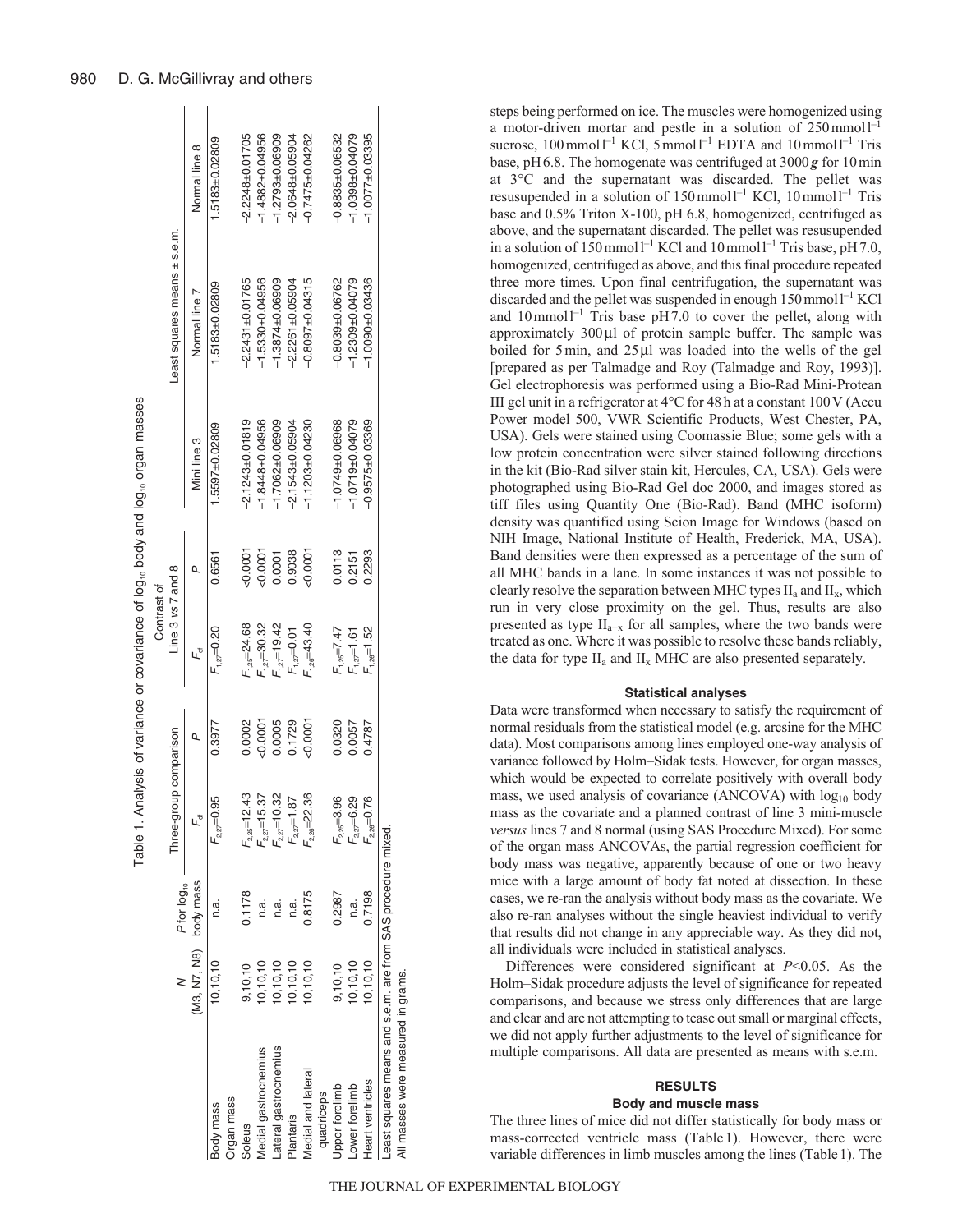Table 1. Analysis of variance or covariance of $\log_{10}$ body and $\log_{10}$ organ masses

| | *N* (M3, N7, N8) | *P* for $\log_{10}$ body mass | Three-group comparison | | Contrast of Line 3 *vs* 7 and 8 | | Least squares means ± s.e.m. | | |
|---|---|---|---|---|---|---|---|---|---|
| | | | $F_{df}$ | *P* | $F_{df}$ | *P* | Mini line 3 | Normal line 7 | Normal line 8 |
| Body mass | 10,10,10 | n.a. | $F_{2,27}$=0.95 | 0.3977 | $F_{1,27}$=0.20 | 0.6561 | 1.5597±0.02809 | 1.5183±0.02809 | 1.5183±0.02809 |
| Organ mass | | | | | | | | | |
| Soleus | 9,10,10 | 0.1178 | $F_{2,25}$=12.43 | 0.0002 | $F_{1,25}$=24.68 | <0.0001 | −2.1243±0.01819 | −2.2431±0.01765 | −2.2248±0.01705 |
| Medial gastrocnemius | 10,10,10 | n.a. | $F_{2,27}$=15.37 | <0.0001 | $F_{1,27}$=30.32 | <0.0001 | −1.8448±0.04956 | −1.5330±0.04956 | −1.4882±0.04956 |
| Lateral gastrocnemius | 10,10,10 | n.a. | $F_{2,27}$=10.32 | 0.0005 | $F_{1,27}$=19.42 | 0.0001 | −1.7062±0.06909 | −1.3874±0.06909 | −1.2793±0.06909 |
| Plantaris | 10,10,10 | n.a. | $F_{2,27}$=1.87 | 0.1729 | $F_{1,27}$=0.01 | 0.9038 | −2.1543±0.05904 | −2.2261±0.05904 | −2.0648±0.05904 |
| Medial and lateral quadriceps | 10,10,10 | 0.8175 | $F_{2,26}$=22.36 | <0.0001 | $F_{1,26}$=43.40 | <0.0001 | −1.1203±0.04230 | −0.8097±0.04315 | −0.7475±0.04262 |
| Upper forelimb | 9,10,10 | 0.2987 | $F_{2,25}$=3.96 | 0.0320 | $F_{1,25}$=7.47 | 0.0113 | −1.0749±0.06968 | −0.8039±0.06762 | −0.8835±0.06532 |
| Lower forelimb | 10,10,10 | n.a. | $F_{2,27}$=6.29 | 0.0057 | $F_{1,27}$=1.61 | 0.2151 | −1.0719±0.04079 | −1.2309±0.04079 | −1.0398±0.04079 |
| Heart ventricles | 10,10,10 | 0.7198 | $F_{2,26}$=0.76 | 0.4787 | $F_{1,26}$=1.52 | 0.2293 | −0.9575±0.03369 | −1.0090±0.03436 | −1.0077±0.03395 |

Least squares means and s.e.m. are from SAS procedure mixed.
All masses were measured in grams.

steps being performed on ice. The muscles were homogenized using a motor-driven mortar and pestle in a solution of 250 mmol l$^{-1}$ sucrose, 100 mmol l$^{-1}$ KCl, 5 mmol l$^{-1}$ EDTA and 10 mmol l$^{-1}$ Tris base, pH 6.8. The homogenate was centrifuged at 3000 ***g*** for 10 min at 3°C and the supernatant was discarded. The pellet was resusupended in a solution of 150 mmol l$^{-1}$ KCl, 10 mmol l$^{-1}$ Tris base and 0.5% Triton X-100, pH 6.8, homogenized, centrifuged as above, and the supernatant discarded. The pellet was resuspended in a solution of 150 mmol l$^{-1}$ KCl and 10 mmol l$^{-1}$ Tris base, pH 7.0, homogenized, centrifuged as above, and this final procedure repeated three more times. Upon final centrifugation, the supernatant was discarded and the pellet was suspended in enough 150 mmol l$^{-1}$ KCl and 10 mmol l$^{-1}$ Tris base pH 7.0 to cover the pellet, along with approximately 300 μl of protein sample buffer. The sample was boiled for 5 min, and 25 μl was loaded into the wells of the gel [prepared as per Talmadge and Roy (Talmadge and Roy, 1993)]. Gel electrophoresis was performed using a Bio-Rad Mini-Protean III gel unit in a refrigerator at 4°C for 48 h at a constant 100 V (Accu Power model 500, VWR Scientific Products, West Chester, PA, USA). Gels were stained using Coomassie Blue; some gels with a low protein concentration were silver stained following directions in the kit (Bio-Rad silver stain kit, Hercules, CA, USA). Gels were photographed using Bio-Rad Gel doc 2000, and images stored as tiff files using Quantity One (Bio-Rad). Band (MHC isoform) density was quantified using Scion Image for Windows (based on NIH Image, National Institute of Health, Frederick, MA, USA). Band densities were then expressed as a percentage of the sum of all MHC bands in a lane. In some instances it was not possible to clearly resolve the separation between MHC types $II_a$ and $II_x$, which run in very close proximity on the gel. Thus, results are also presented as type $II_{a+x}$ for all samples, where the two bands were treated as one. Where it was possible to resolve these bands reliably, the data for type $II_a$ and $II_x$ MHC are also presented separately.

### Statistical analyses

Data were transformed when necessary to satisfy the requirement of normal residuals from the statistical model (e.g. arcsine for the MHC data). Most comparisons among lines employed one-way analysis of variance followed by Holm–Sidak tests. However, for organ masses, which would be expected to correlate positively with overall body mass, we used analysis of covariance (ANCOVA) with $\log_{10}$ body mass as the covariate and a planned contrast of line 3 mini-muscle *versus* lines 7 and 8 normal (using SAS Procedure Mixed). For some of the organ mass ANCOVAs, the partial regression coefficient for body mass was negative, apparently because of one or two heavy mice with a large amount of body fat noted at dissection. In these cases, we re-ran the analysis without body mass as the covariate. We also re-ran analyses without the single heaviest individual to verify that results did not change in any appreciable way. As they did not, all individuals were included in statistical analyses.

Differences were considered significant at $P<0.05$. As the Holm–Sidak procedure adjusts the level of significance for repeated comparisons, and because we stress only differences that are large and clear and are not attempting to tease out small or marginal effects, we did not apply further adjustments to the level of significance for multiple comparisons. All data are presented as means with s.e.m.

## RESULTS

### Body and muscle mass

The three lines of mice did not differ statistically for body mass or mass-corrected ventricle mass (Table 1). However, there were variable differences in limb muscles among the lines (Table 1). The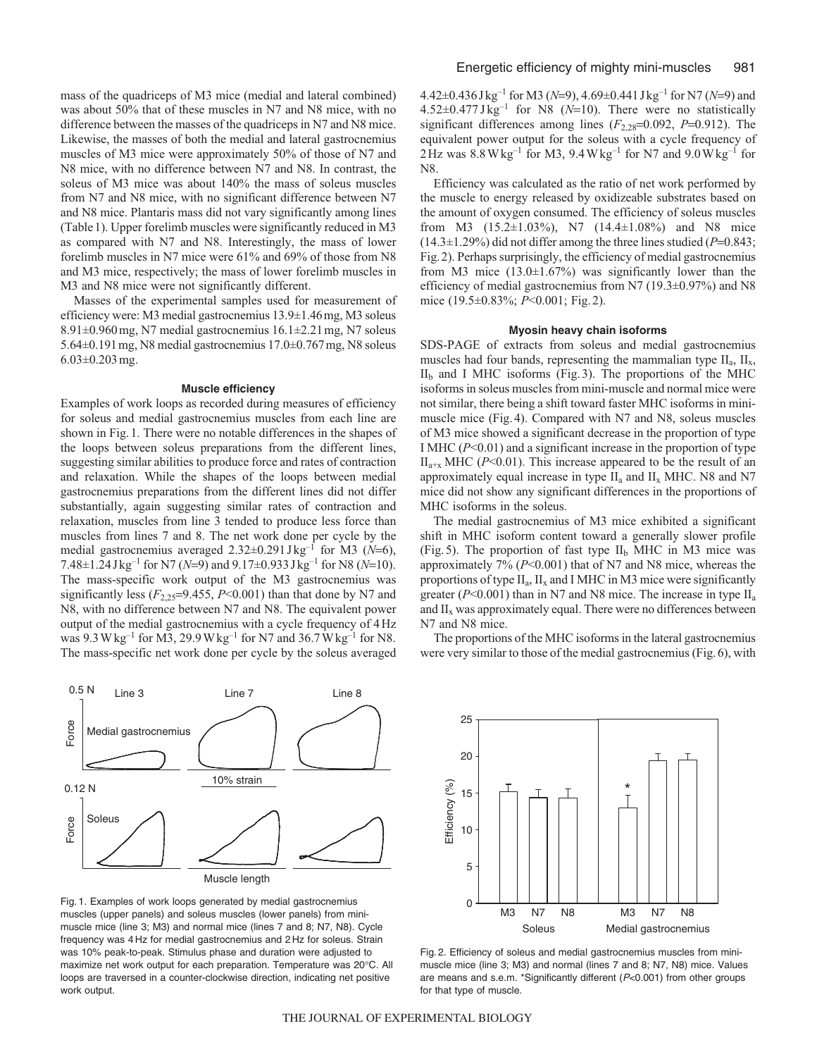mass of the quadriceps of M3 mice (medial and lateral combined) was about 50% that of these muscles in N7 and N8 mice, with no difference between the masses of the quadriceps in N7 and N8 mice. Likewise, the masses of both the medial and lateral gastrocnemius muscles of M3 mice were approximately 50% of those of N7 and N8 mice, with no difference between N7 and N8. In contrast, the soleus of M3 mice was about 140% the mass of soleus muscles from N7 and N8 mice, with no significant difference between N7 and N8 mice. Plantaris mass did not vary significantly among lines (Table 1). Upper forelimb muscles were significantly reduced in M3 as compared with N7 and N8. Interestingly, the mass of lower forelimb muscles in N7 mice were 61% and 69% of those from N8 and M3 mice, respectively; the mass of lower forelimb muscles in M3 and N8 mice were not significantly different.

Masses of the experimental samples used for measurement of efficiency were: M3 medial gastrocnemius 13.9±1.46 mg, M3 soleus 8.91±0.960 mg, N7 medial gastrocnemius 16.1±2.21 mg, N7 soleus 5.64±0.191 mg, N8 medial gastrocnemius 17.0±0.767 mg, N8 soleus 6.03±0.203 mg.

### Muscle efficiency

Examples of work loops as recorded during measures of efficiency for soleus and medial gastrocnemius muscles from each line are shown in Fig. 1. There were no notable differences in the shapes of the loops between soleus preparations from the different lines, suggesting similar abilities to produce force and rates of contraction and relaxation. While the shapes of the loops between medial gastrocnemius preparations from the different lines did not differ substantially, again suggesting similar rates of contraction and relaxation, muscles from line 3 tended to produce less force than muscles from lines 7 and 8. The net work done per cycle by the medial gastrocnemius averaged 2.32±0.291 J kg$^{-1}$ for M3 ($N$=6), 7.48±1.24 J kg$^{-1}$ for N7 ($N$=9) and 9.17±0.933 J kg$^{-1}$ for N8 ($N$=10). The mass-specific work output of the M3 gastrocnemius was significantly less ($F_{2,25}$=9.455, $P$<0.001) than that done by N7 and N8, with no difference between N7 and N8. The equivalent power output of the medial gastrocnemius with a cycle frequency of 4 Hz was 9.3 W kg$^{-1}$ for M3, 29.9 W kg$^{-1}$ for N7 and 36.7 W kg$^{-1}$ for N8. The mass-specific net work done per cycle by the soleus averaged 4.42±0.436 J kg$^{-1}$ for M3 ($N$=9), 4.69±0.441 J kg$^{-1}$ for N7 ($N$=9) and 4.52±0.477 J kg$^{-1}$ for N8 ($N$=10). There were no statistically significant differences among lines ($F_{2,28}$=0.092, $P$=0.912). The equivalent power output for the soleus with a cycle frequency of 2 Hz was 8.8 W kg$^{-1}$ for M3, 9.4 W kg$^{-1}$ for N7 and 9.0 W kg$^{-1}$ for N8.

Efficiency was calculated as the ratio of net work performed by the muscle to energy released by oxidizeable substrates based on the amount of oxygen consumed. The efficiency of soleus muscles from M3 (15.2±1.03%), N7 (14.4±1.08%) and N8 mice (14.3±1.29%) did not differ among the three lines studied ($P$=0.843; Fig. 2). Perhaps surprisingly, the efficiency of medial gastrocnemius from M3 mice (13.0±1.67%) was significantly lower than the efficiency of medial gastrocnemius from N7 (19.3±0.97%) and N8 mice (19.5±0.83%; $P$<0.001; Fig. 2).

### Myosin heavy chain isoforms

SDS-PAGE of extracts from soleus and medial gastrocnemius muscles had four bands, representing the mammalian type $II_a$, $II_x$, $II_b$ and I MHC isoforms (Fig. 3). The proportions of the MHC isoforms in soleus muscles from mini-muscle and normal mice were not similar, there being a shift toward faster MHC isoforms in mini-muscle mice (Fig. 4). Compared with N7 and N8, soleus muscles of M3 mice showed a significant decrease in the proportion of type I MHC ($P$<0.01) and a significant increase in the proportion of type $II_{a+x}$ MHC ($P$<0.01). This increase appeared to be the result of an approximately equal increase in type $II_a$ and $II_x$ MHC. N8 and N7 mice did not show any significant differences in the proportions of MHC isoforms in the soleus.

The medial gastrocnemius of M3 mice exhibited a significant shift in MHC isoform content toward a generally slower profile (Fig. 5). The proportion of fast type $II_b$ MHC in M3 mice was approximately 7% ($P$<0.001) that of N7 and N8 mice, whereas the proportions of type $II_a$, $II_x$ and I MHC in M3 mice were significantly greater ($P$<0.001) than in N7 and N8 mice. The increase in type $II_a$ and $II_x$ was approximately equal. There were no differences between N7 and N8 mice.

The proportions of the MHC isoforms in the lateral gastrocnemius were very similar to those of the medial gastrocnemius (Fig. 6), with

Fig. 1. Examples of work loops generated by medial gastrocnemius muscles (upper panels) and soleus muscles (lower panels) from mini-muscle mice (line 3; M3) and normal mice (lines 7 and 8; N7, N8). Cycle frequency was 4 Hz for medial gastrocnemius and 2 Hz for soleus. Strain was 10% peak-to-peak. Stimulus phase and duration were adjusted to maximize net work output for each preparation. Temperature was 20°C. All loops are traversed in a counter-clockwise direction, indicating net positive work output.

Fig. 2. Efficiency of soleus and medial gastrocnemius muscles from mini-muscle mice (line 3; M3) and normal (lines 7 and 8; N7, N8) mice. Values are means and s.e.m. *Significantly different ($P$<0.001) from other groups for that type of muscle.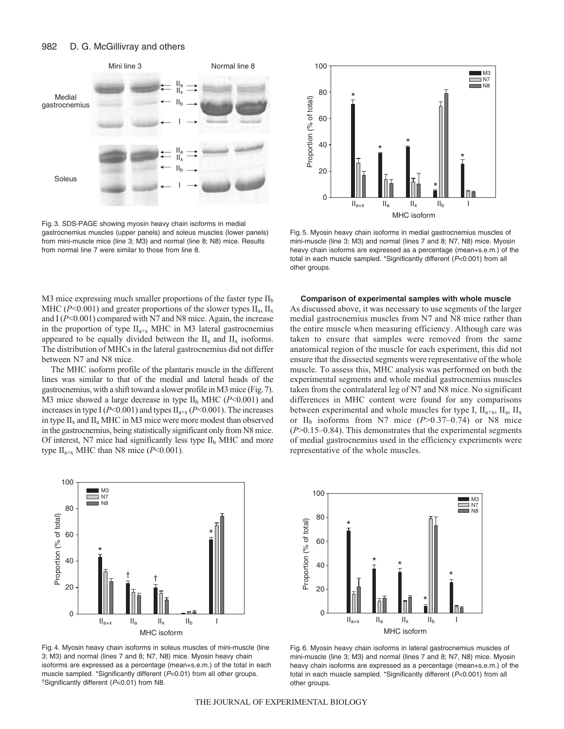Fig. 3. SDS-PAGE showing myosin heavy chain isoforms in medial gastrocnemius muscles (upper panels) and soleus muscles (lower panels) from mini-muscle mice (line 3; M3) and normal (line 8; N8) mice. Results from normal line 7 were similar to those from line 8.

Fig. 5. Myosin heavy chain isoforms in medial gastrocnemius muscles of mini-muscle (line 3; M3) and normal (lines 7 and 8; N7, N8) mice. Myosin heavy chain isoforms are expressed as a percentage (mean+s.e.m.) of the total in each muscle sampled. *Significantly different ($P$<0.001) from all other groups.

M3 mice expressing much smaller proportions of the faster type $II_b$ MHC ($P$<0.001) and greater proportions of the slower types $II_a$, $II_x$ and I ($P$<0.001) compared with N7 and N8 mice. Again, the increase in the proportion of type $II_{a+x}$ MHC in M3 lateral gastrocnemius appeared to be equally divided between the $II_a$ and $II_x$ isoforms. The distribution of MHCs in the lateral gastrocnemius did not differ between N7 and N8 mice.

The MHC isoform profile of the plantaris muscle in the different lines was similar to that of the medial and lateral heads of the gastrocnemius, with a shift toward a slower profile in M3 mice (Fig. 7). M3 mice showed a large decrease in type $II_b$ MHC ($P$<0.001) and increases in type I ($P$<0.001) and types $II_{a+x}$ ($P$<0.001). The increases in type $II_x$ and $II_a$ MHC in M3 mice were more modest than observed in the gastrocnemius, being statistically significant only from N8 mice. Of interest, N7 mice had significantly less type $II_b$ MHC and more type $II_{a+x}$ MHC than N8 mice ($P$<0.001).

**Comparison of experimental samples with whole muscle**

As discussed above, it was necessary to use segments of the larger medial gastrocnemius muscles from N7 and N8 mice rather than the entire muscle when measuring efficiency. Although care was taken to ensure that samples were removed from the same anatomical region of the muscle for each experiment, this did not ensure that the dissected segments were representative of the whole muscle. To assess this, MHC analysis was performed on both the experimental segments and whole medial gastrocnemius muscles taken from the contralateral leg of N7 and N8 mice. No significant differences in MHC content were found for any comparisons between experimental and whole muscles for type I, $II_{a+x}$, $II_a$, $II_x$ or $II_b$ isoforms from N7 mice ($P$>0.37–0.74) or N8 mice ($P$>0.15–0.84). This demonstrates that the experimental segments of medial gastrocnemius used in the efficiency experiments were representative of the whole muscles.

Fig. 4. Myosin heavy chain isoforms in soleus muscles of mini-muscle (line 3; M3) and normal (lines 7 and 8; N7, N8) mice. Myosin heavy chain isoforms are expressed as a percentage (mean+s.e.m.) of the total in each muscle sampled. *Significantly different ($P$<0.01) from all other groups. †Significantly different ($P$<0.01) from N8.

Fig. 6. Myosin heavy chain isoforms in lateral gastrocnemius muscles of mini-muscle (line 3; M3) and normal (lines 7 and 8; N7, N8) mice. Myosin heavy chain isoforms are expressed as a percentage (mean+s.e.m.) of the total in each muscle sampled. *Significantly different ($P$<0.001) from all other groups.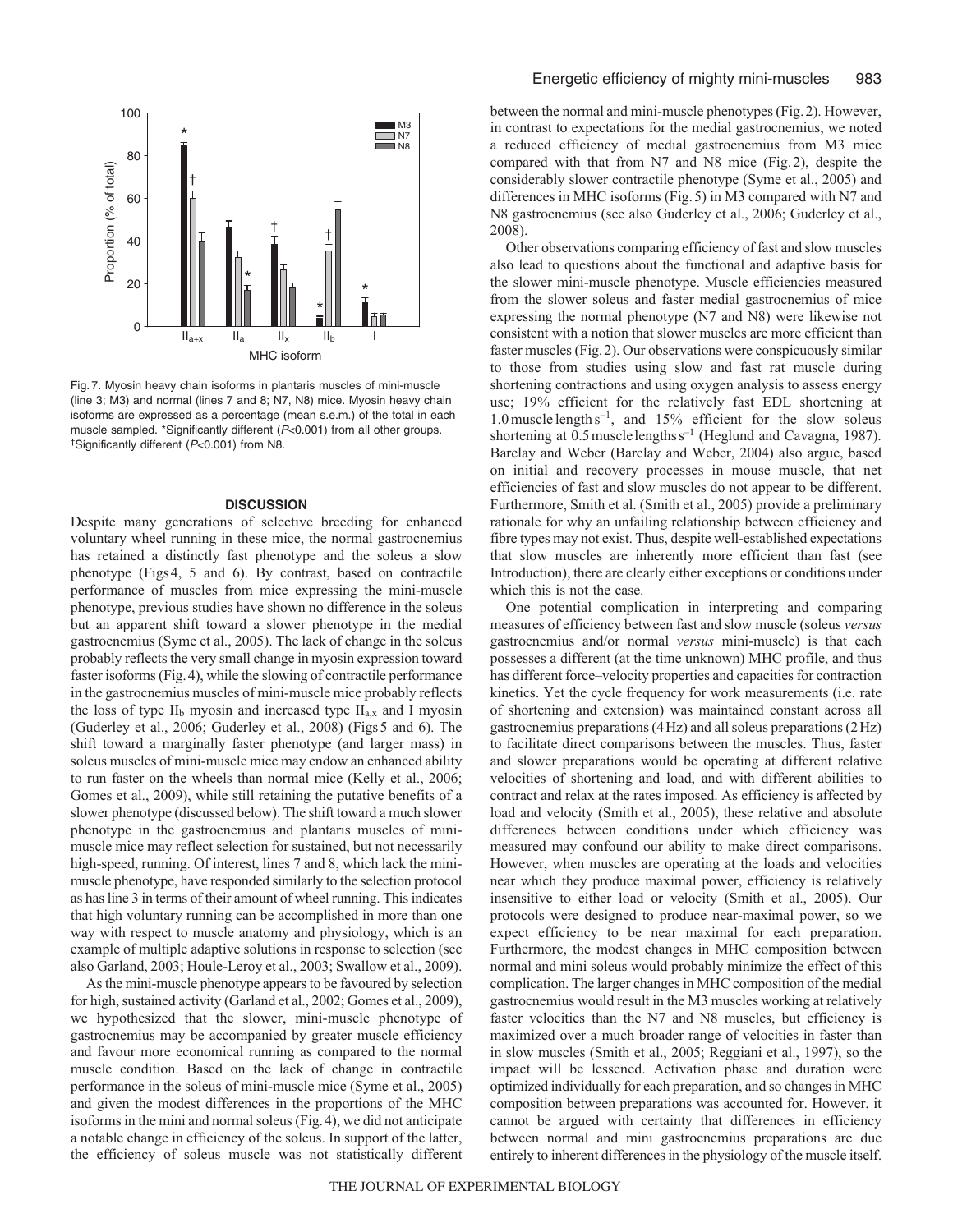Fig. 7. Myosin heavy chain isoforms in plantaris muscles of mini-muscle (line 3; M3) and normal (lines 7 and 8; N7, N8) mice. Myosin heavy chain isoforms are expressed as a percentage (mean s.e.m.) of the total in each muscle sampled. *Significantly different ($P$<0.001) from all other groups. †Significantly different ($P$<0.001) from N8.

## DISCUSSION

Despite many generations of selective breeding for enhanced voluntary wheel running in these mice, the normal gastrocnemius has retained a distinctly fast phenotype and the soleus a slow phenotype (Figs 4, 5 and 6). By contrast, based on contractile performance of muscles from mice expressing the mini-muscle phenotype, previous studies have shown no difference in the soleus but an apparent shift toward a slower phenotype in the medial gastrocnemius (Syme et al., 2005). The lack of change in the soleus probably reflects the very small change in myosin expression toward faster isoforms (Fig. 4), while the slowing of contractile performance in the gastrocnemius muscles of mini-muscle mice probably reflects the loss of type $II_b$ myosin and increased type $II_{a,x}$ and I myosin (Guderley et al., 2006; Guderley et al., 2008) (Figs 5 and 6). The shift toward a marginally faster phenotype (and larger mass) in soleus muscles of mini-muscle mice may endow an enhanced ability to run faster on the wheels than normal mice (Kelly et al., 2006; Gomes et al., 2009), while still retaining the putative benefits of a slower phenotype (discussed below). The shift toward a much slower phenotype in the gastrocnemius and plantaris muscles of mini-muscle mice may reflect selection for sustained, but not necessarily high-speed, running. Of interest, lines 7 and 8, which lack the mini-muscle phenotype, have responded similarly to the selection protocol as has line 3 in terms of their amount of wheel running. This indicates that high voluntary running can be accomplished in more than one way with respect to muscle anatomy and physiology, which is an example of multiple adaptive solutions in response to selection (see also Garland, 2003; Houle-Leroy et al., 2003; Swallow et al., 2009).

As the mini-muscle phenotype appears to be favoured by selection for high, sustained activity (Garland et al., 2002; Gomes et al., 2009), we hypothesized that the slower, mini-muscle phenotype of gastrocnemius may be accompanied by greater muscle efficiency and favour more economical running as compared to the normal muscle condition. Based on the lack of change in contractile performance in the soleus of mini-muscle mice (Syme et al., 2005) and given the modest differences in the proportions of the MHC isoforms in the mini and normal soleus (Fig. 4), we did not anticipate a notable change in efficiency of the soleus. In support of the latter, the efficiency of soleus muscle was not statistically different between the normal and mini-muscle phenotypes (Fig. 2). However, in contrast to expectations for the medial gastrocnemius, we noted a reduced efficiency of medial gastrocnemius from M3 mice compared with that from N7 and N8 mice (Fig. 2), despite the considerably slower contractile phenotype (Syme et al., 2005) and differences in MHC isoforms (Fig. 5) in M3 compared with N7 and N8 gastrocnemius (see also Guderley et al., 2006; Guderley et al., 2008).

Other observations comparing efficiency of fast and slow muscles also lead to questions about the functional and adaptive basis for the slower mini-muscle phenotype. Muscle efficiencies measured from the slower soleus and faster medial gastrocnemius of mice expressing the normal phenotype (N7 and N8) were likewise not consistent with a notion that slower muscles are more efficient than faster muscles (Fig. 2). Our observations were conspicuously similar to those from studies using slow and fast rat muscle during shortening contractions and using oxygen analysis to assess energy use; 19% efficient for the relatively fast EDL shortening at 1.0 muscle length $s^{-1}$, and 15% efficient for the slow soleus shortening at 0.5 muscle lengths $s^{-1}$ (Heglund and Cavagna, 1987). Barclay and Weber (Barclay and Weber, 2004) also argue, based on initial and recovery processes in mouse muscle, that net efficiencies of fast and slow muscles do not appear to be different. Furthermore, Smith et al. (Smith et al., 2005) provide a preliminary rationale for why an unfailing relationship between efficiency and fibre types may not exist. Thus, despite well-established expectations that slow muscles are inherently more efficient than fast (see Introduction), there are clearly either exceptions or conditions under which this is not the case.

One potential complication in interpreting and comparing measures of efficiency between fast and slow muscle (soleus *versus* gastrocnemius and/or normal *versus* mini-muscle) is that each possesses a different (at the time unknown) MHC profile, and thus has different force–velocity properties and capacities for contraction kinetics. Yet the cycle frequency for work measurements (i.e. rate of shortening and extension) was maintained constant across all gastrocnemius preparations (4 Hz) and all soleus preparations (2 Hz) to facilitate direct comparisons between the muscles. Thus, faster and slower preparations would be operating at different relative velocities of shortening and load, and with different abilities to contract and relax at the rates imposed. As efficiency is affected by load and velocity (Smith et al., 2005), these relative and absolute differences between conditions under which efficiency was measured may confound our ability to make direct comparisons. However, when muscles are operating at the loads and velocities near which they produce maximal power, efficiency is relatively insensitive to either load or velocity (Smith et al., 2005). Our protocols were designed to produce near-maximal power, so we expect efficiency to be near maximal for each preparation. Furthermore, the modest changes in MHC composition between normal and mini soleus would probably minimize the effect of this complication. The larger changes in MHC composition of the medial gastrocnemius would result in the M3 muscles working at relatively faster velocities than the N7 and N8 muscles, but efficiency is maximized over a much broader range of velocities in faster than in slow muscles (Smith et al., 2005; Reggiani et al., 1997), so the impact will be lessened. Activation phase and duration were optimized individually for each preparation, and so changes in MHC composition between preparations was accounted for. However, it cannot be argued with certainty that differences in efficiency between normal and mini gastrocnemius preparations are due entirely to inherent differences in the physiology of the muscle itself.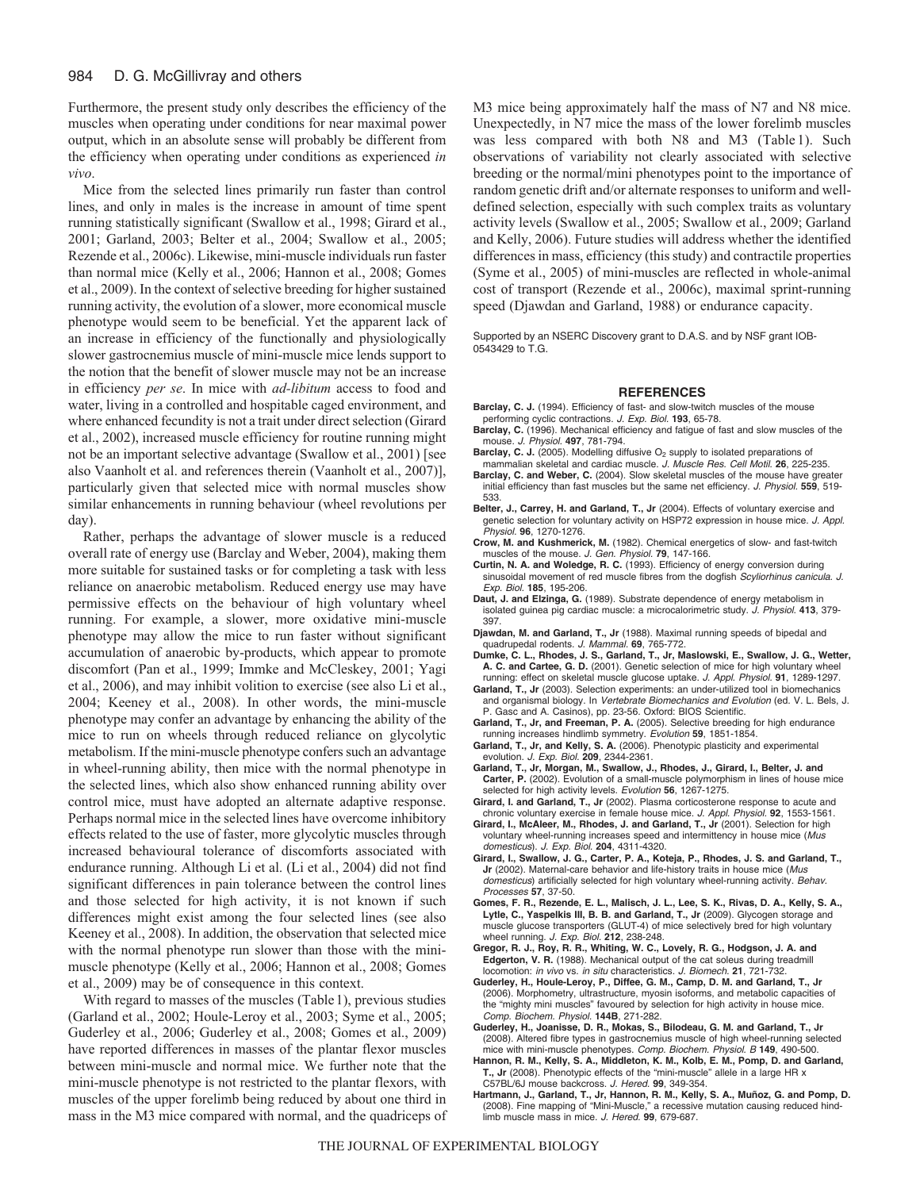Furthermore, the present study only describes the efficiency of the muscles when operating under conditions for near maximal power output, which in an absolute sense will probably be different from the efficiency when operating under conditions as experienced *in vivo*.

Mice from the selected lines primarily run faster than control lines, and only in males is the increase in amount of time spent running statistically significant (Swallow et al., 1998; Girard et al., 2001; Garland, 2003; Belter et al., 2004; Swallow et al., 2005; Rezende et al., 2006c). Likewise, mini-muscle individuals run faster than normal mice (Kelly et al., 2006; Hannon et al., 2008; Gomes et al., 2009). In the context of selective breeding for higher sustained running activity, the evolution of a slower, more economical muscle phenotype would seem to be beneficial. Yet the apparent lack of an increase in efficiency of the functionally and physiologically slower gastrocnemius muscle of mini-muscle mice lends support to the notion that the benefit of slower muscle may not be an increase in efficiency *per se*. In mice with *ad-libitum* access to food and water, living in a controlled and hospitable caged environment, and where enhanced fecundity is not a trait under direct selection (Girard et al., 2002), increased muscle efficiency for routine running might not be an important selective advantage (Swallow et al., 2001) [see also Vaanholt et al. and references therein (Vaanholt et al., 2007)], particularly given that selected mice with normal muscles show similar enhancements in running behaviour (wheel revolutions per day).

Rather, perhaps the advantage of slower muscle is a reduced overall rate of energy use (Barclay and Weber, 2004), making them more suitable for sustained tasks or for completing a task with less reliance on anaerobic metabolism. Reduced energy use may have permissive effects on the behaviour of high voluntary wheel running. For example, a slower, more oxidative mini-muscle phenotype may allow the mice to run faster without significant accumulation of anaerobic by-products, which appear to promote discomfort (Pan et al., 1999; Immke and McCleskey, 2001; Yagi et al., 2006), and may inhibit volition to exercise (see also Li et al., 2004; Keeney et al., 2008). In other words, the mini-muscle phenotype may confer an advantage by enhancing the ability of the mice to run on wheels through reduced reliance on glycolytic metabolism. If the mini-muscle phenotype confers such an advantage in wheel-running ability, then mice with the normal phenotype in the selected lines, which also show enhanced running ability over control mice, must have adopted an alternate adaptive response. Perhaps normal mice in the selected lines have overcome inhibitory effects related to the use of faster, more glycolytic muscles through increased behavioural tolerance of discomforts associated with endurance running. Although Li et al. (Li et al., 2004) did not find significant differences in pain tolerance between the control lines and those selected for high activity, it is not known if such differences might exist among the four selected lines (see also Keeney et al., 2008). In addition, the observation that selected mice with the normal phenotype run slower than those with the mini-muscle phenotype (Kelly et al., 2006; Hannon et al., 2008; Gomes et al., 2009) may be of consequence in this context.

With regard to masses of the muscles (Table 1), previous studies (Garland et al., 2002; Houle-Leroy et al., 2003; Syme et al., 2005; Guderley et al., 2006; Guderley et al., 2008; Gomes et al., 2009) have reported differences in masses of the plantar flexor muscles between mini-muscle and normal mice. We further note that the mini-muscle phenotype is not restricted to the plantar flexors, with muscles of the upper forelimb being reduced by about one third in mass in the M3 mice compared with normal, and the quadriceps of M3 mice being approximately half the mass of N7 and N8 mice. Unexpectedly, in N7 mice the mass of the lower forelimb muscles was less compared with both N8 and M3 (Table 1). Such observations of variability not clearly associated with selective breeding or the normal/mini phenotypes point to the importance of random genetic drift and/or alternate responses to uniform and well-defined selection, especially with such complex traits as voluntary activity levels (Swallow et al., 2005; Swallow et al., 2009; Garland and Kelly, 2006). Future studies will address whether the identified differences in mass, efficiency (this study) and contractile properties (Syme et al., 2005) of mini-muscles are reflected in whole-animal cost of transport (Rezende et al., 2006c), maximal sprint-running speed (Djawdan and Garland, 1988) or endurance capacity.

Supported by an NSERC Discovery grant to D.A.S. and by NSF grant IOB-0543429 to T.G.

## REFERENCES

**Barclay, C. J.** (1994). Efficiency of fast- and slow-twitch muscles of the mouse performing cyclic contractions. *J. Exp. Biol.* **193**, 65-78.

**Barclay, C.** (1996). Mechanical efficiency and fatigue of fast and slow muscles of the mouse. *J. Physiol.* **497**, 781-794.

**Barclay, C. J.** (2005). Modelling diffusive $O_2$ supply to isolated preparations of mammalian skeletal and cardiac muscle. *J. Muscle Res. Cell Motil.* **26**, 225-235.

**Barclay, C. and Weber, C.** (2004). Slow skeletal muscles of the mouse have greater initial efficiency than fast muscles but the same net efficiency. *J. Physiol.* **559**, 519-533.

**Belter, J., Carrey, H. and Garland, T., Jr** (2004). Effects of voluntary exercise and genetic selection for voluntary activity on HSP72 expression in house mice. *J. Appl. Physiol.* **96**, 1270-1276.

**Crow, M. and Kushmerick, M.** (1982). Chemical energetics of slow- and fast-twitch muscles of the mouse. *J. Gen. Physiol.* **79**, 147-166.

**Curtin, N. A. and Woledge, R. C.** (1993). Efficiency of energy conversion during sinusoidal movement of red muscle fibres from the dogfish *Scyliorhinus canicula*. *J. Exp. Biol.* **185**, 195-206.

**Daut, J. and Elzinga, G.** (1989). Substrate dependence of energy metabolism in isolated guinea pig cardiac muscle: a microcalorimetric study. *J. Physiol.* **413**, 379-397.

**Djawdan, M. and Garland, T., Jr** (1988). Maximal running speeds of bipedal and quadrupedal rodents. *J. Mammal.* **69**, 765-772.

**Dumke, C. L., Rhodes, J. S., Garland, T., Jr, Maslowski, E., Swallow, J. G., Wetter, A. C. and Cartee, G. D.** (2001). Genetic selection of mice for high voluntary wheel running: effect on skeletal muscle glucose uptake. *J. Appl. Physiol.* **91**, 1289-1297.

**Garland, T., Jr** (2003). Selection experiments: an under-utilized tool in biomechanics and organismal biology. In *Vertebrate Biomechanics and Evolution* (ed. V. L. Bels, J. P. Gasc and A. Casinos), pp. 23-56. Oxford: BIOS Scientific.

**Garland, T., Jr, and Freeman, P. A.** (2005). Selective breeding for high endurance running increases hindlimb symmetry. *Evolution* **59**, 1851-1854.

**Garland, T., Jr, and Kelly, S. A.** (2006). Phenotypic plasticity and experimental evolution. *J. Exp. Biol.* **209**, 2344-2361.

**Garland, T., Jr, Morgan, M., Swallow, J., Rhodes, J., Girard, I., Belter, J. and Carter, P.** (2002). Evolution of a small-muscle polymorphism in lines of house mice selected for high activity levels. *Evolution* **56**, 1267-1275.

**Girard, I. and Garland, T., Jr** (2002). Plasma corticosterone response to acute and chronic voluntary exercise in female house mice. *J. Appl. Physiol.* **92**, 1553-1561.

**Girard, I., McAleer, M., Rhodes, J. and Garland, T., Jr** (2001). Selection for high voluntary wheel-running increases speed and intermittency in house mice (*Mus domesticus*). *J. Exp. Biol.* **204**, 4311-4320.

**Girard, I., Swallow, J. G., Carter, P. A., Koteja, P., Rhodes, J. S. and Garland, T., Jr** (2002). Maternal-care behavior and life-history traits in house mice (*Mus domesticus*) artificially selected for high voluntary wheel-running activity. *Behav. Processes* **57**, 37-50.

**Gomes, F. R., Rezende, E. L., Malisch, J. L., Lee, S. K., Rivas, D. A., Kelly, S. A., Lytle, C., Yaspelkis III, B. B. and Garland, T., Jr** (2009). Glycogen storage and muscle glucose transporters (GLUT-4) of mice selectively bred for high voluntary wheel running. *J. Exp. Biol.* **212**, 238-248.

**Gregor, R. J., Roy, R. R., Whiting, W. C., Lovely, R. G., Hodgson, J. A. and Edgerton, V. R.** (1988). Mechanical output of the cat soleus during treadmill locomotion: *in vivo* vs. *in situ* characteristics. *J. Biomech.* **21**, 721-732.

**Guderley, H., Houle-Leroy, P., Diffee, G. M., Camp, D. M. and Garland, T., Jr** (2006). Morphometry, ultrastructure, myosin isoforms, and metabolic capacities of the "mighty mini muscles" favoured by selection for high activity in house mice. *Comp. Biochem. Physiol.* **144B**, 271-282.

**Guderley, H., Joanisse, D. R., Mokas, S., Bilodeau, G. M. and Garland, T., Jr** (2008). Altered fibre types in gastrocnemius muscle of high wheel-running selected mice with mini-muscle phenotypes. *Comp. Biochem. Physiol. B* **149**, 490-500.

**Hannon, R. M., Kelly, S. A., Middleton, K. M., Kolb, E. M., Pomp, D. and Garland, T., Jr** (2008). Phenotypic effects of the "mini-muscle" allele in a large HR x C57BL/6J mouse backcross. *J. Hered.* **99**, 349-354.

**Hartmann, J., Garland, T., Jr, Hannon, R. M., Kelly, S. A., Muñoz, G. and Pomp, D.** (2008). Fine mapping of "Mini-Muscle," a recessive mutation causing reduced hind-limb muscle mass in mice. *J. Hered.* **99**, 679-687.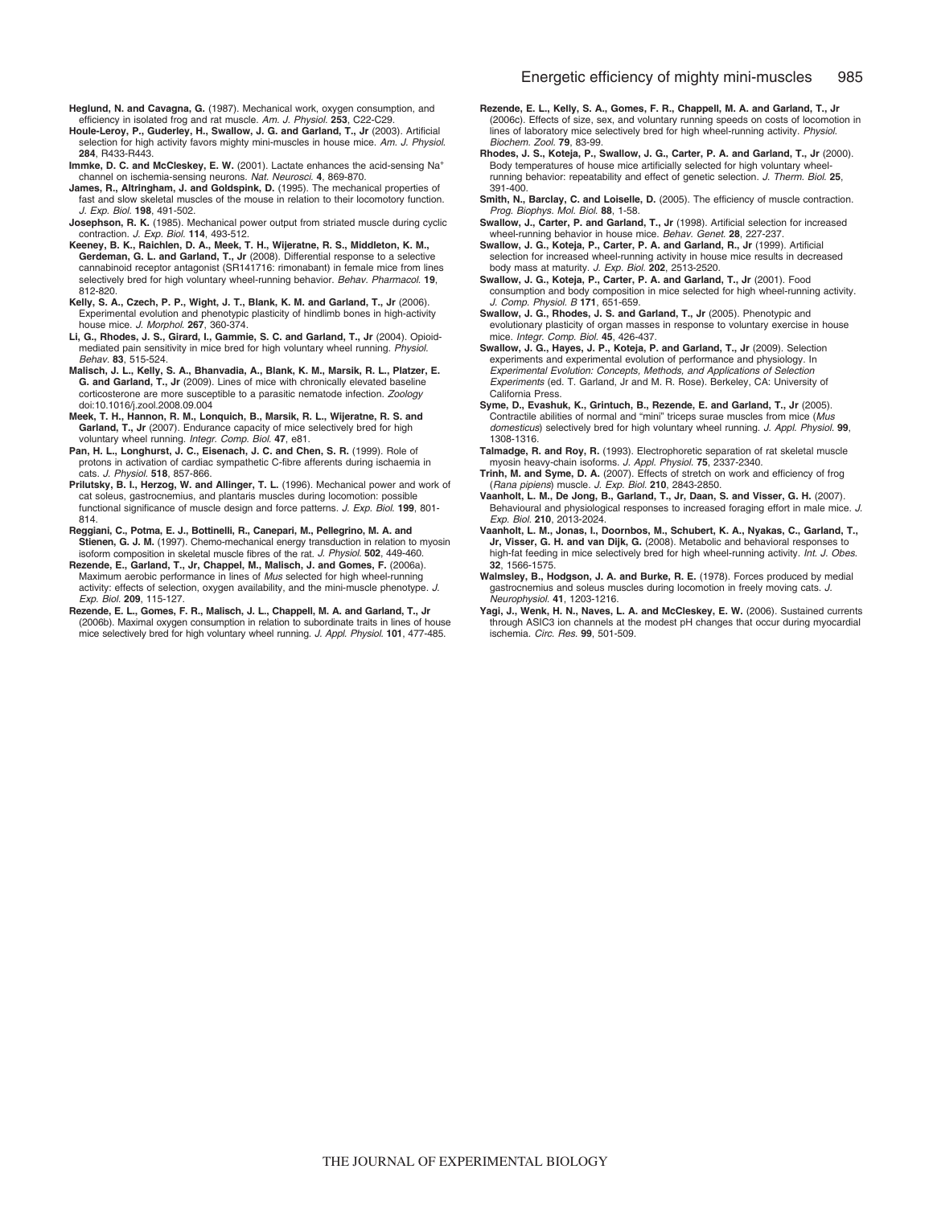**Heglund, N. and Cavagna, G.** (1987). Mechanical work, oxygen consumption, and efficiency in isolated frog and rat muscle. *Am. J. Physiol.* **253**, C22-C29.

**Houle-Leroy, P., Guderley, H., Swallow, J. G. and Garland, T., Jr** (2003). Artificial selection for high activity favors mighty mini-muscles in house mice. *Am. J. Physiol.* **284**, R433-R443.

**Immke, D. C. and McCleskey, E. W.** (2001). Lactate enhances the acid-sensing $Na^+$ channel on ischemia-sensing neurons. *Nat. Neurosci.* **4**, 869-870.

**James, R., Altringham, J. and Goldspink, D.** (1995). The mechanical properties of fast and slow skeletal muscles of the mouse in relation to their locomotory function. *J. Exp. Biol.* **198**, 491-502.

**Josephson, R. K.** (1985). Mechanical power output from striated muscle during cyclic contraction. *J. Exp. Biol.* **114**, 493-512.

**Keeney, B. K., Raichlen, D. A., Meek, T. H., Wijeratne, R. S., Middleton, K. M., Gerdeman, G. L. and Garland, T., Jr** (2008). Differential response to a selective cannabinoid receptor antagonist (SR141716: rimonabant) in female mice from lines selectively bred for high voluntary wheel-running behavior. *Behav. Pharmacol.* **19**, 812-820.

**Kelly, S. A., Czech, P. P., Wight, J. T., Blank, K. M. and Garland, T., Jr** (2006). Experimental evolution and phenotypic plasticity of hindlimb bones in high-activity house mice. *J. Morphol.* **267**, 360-374.

**Li, G., Rhodes, J. S., Girard, I., Gammie, S. C. and Garland, T., Jr** (2004). Opioid-mediated pain sensitivity in mice bred for high voluntary wheel running. *Physiol. Behav.* **83**, 515-524.

**Malisch, J. L., Kelly, S. A., Bhanvadia, A., Blank, K. M., Marsik, R. L., Platzer, E. G. and Garland, T., Jr** (2009). Lines of mice with chronically elevated baseline corticosterone are more susceptible to a parasitic nematode infection. *Zoology* doi:10.1016/j.zool.2008.09.004

**Meek, T. H., Hannon, R. M., Lonquich, B., Marsik, R. L., Wijeratne, R. S. and Garland, T., Jr** (2007). Endurance capacity of mice selectively bred for high voluntary wheel running. *Integr. Comp. Biol.* **47**, e81.

**Pan, H. L., Longhurst, J. C., Eisenach, J. C. and Chen, S. R.** (1999). Role of protons in activation of cardiac sympathetic C-fibre afferents during ischaemia in cats. *J. Physiol.* **518**, 857-866.

**Prilutsky, B. I., Herzog, W. and Allinger, T. L.** (1996). Mechanical power and work of cat soleus, gastrocnemius, and plantaris muscles during locomotion: possible functional significance of muscle design and force patterns. *J. Exp. Biol.* **199**, 801-814.

**Reggiani, C., Potma, E. J., Bottinelli, R., Canepari, M., Pellegrino, M. A. and Stienen, G. J. M.** (1997). Chemo-mechanical energy transduction in relation to myosin isoform composition in skeletal muscle fibres of the rat. *J. Physiol.* **502**, 449-460.

**Rezende, E., Garland, T., Jr, Chappel, M., Malisch, J. and Gomes, F.** (2006a). Maximum aerobic performance in lines of *Mus* selected for high wheel-running activity: effects of selection, oxygen availability, and the mini-muscle phenotype. *J. Exp. Biol.* **209**, 115-127.

**Rezende, E. L., Gomes, F. R., Malisch, J. L., Chappell, M. A. and Garland, T., Jr** (2006b). Maximal oxygen consumption in relation to subordinate traits in lines of house mice selectively bred for high voluntary wheel running. *J. Appl. Physiol.* **101**, 477-485.

**Rezende, E. L., Kelly, S. A., Gomes, F. R., Chappell, M. A. and Garland, T., Jr** (2006c). Effects of size, sex, and voluntary running speeds on costs of locomotion in lines of laboratory mice selectively bred for high wheel-running activity. *Physiol. Biochem. Zool.* **79**, 83-99.

**Rhodes, J. S., Koteja, P., Swallow, J. G., Carter, P. A. and Garland, T., Jr** (2000). Body temperatures of house mice artificially selected for high voluntary wheel-running behavior: repeatability and effect of genetic selection. *J. Therm. Biol.* **25**, 391-400.

**Smith, N., Barclay, C. and Loiselle, D.** (2005). The efficiency of muscle contraction. *Prog. Biophys. Mol. Biol.* **88**, 1-58.

**Swallow, J., Carter, P. and Garland, T., Jr** (1998). Artificial selection for increased wheel-running behavior in house mice. *Behav. Genet.* **28**, 227-237.

**Swallow, J. G., Koteja, P., Carter, P. A. and Garland, R., Jr** (1999). Artificial selection for increased wheel-running activity in house mice results in decreased body mass at maturity. *J. Exp. Biol.* **202**, 2513-2520.

**Swallow, J. G., Koteja, P., Carter, P. A. and Garland, T., Jr** (2001). Food consumption and body composition in mice selected for high wheel-running activity. *J. Comp. Physiol. B* **171**, 651-659.

**Swallow, J. G., Rhodes, J. S. and Garland, T., Jr** (2005). Phenotypic and evolutionary plasticity of organ masses in response to voluntary exercise in house mice. *Integr. Comp. Biol.* **45**, 426-437.

**Swallow, J. G., Hayes, J. P., Koteja, P. and Garland, T., Jr** (2009). Selection experiments and experimental evolution of performance and physiology. In *Experimental Evolution: Concepts, Methods, and Applications of Selection Experiments* (ed. T. Garland, Jr and M. R. Rose). Berkeley, CA: University of California Press.

**Syme, D., Evashuk, K., Grintuch, B., Rezende, E. and Garland, T., Jr** (2005). Contractile abilities of normal and "mini" triceps surae muscles from mice (*Mus domesticus*) selectively bred for high voluntary wheel running. *J. Appl. Physiol.* **99**, 1308-1316.

**Talmadge, R. and Roy, R.** (1993). Electrophoretic separation of rat skeletal muscle myosin heavy-chain isoforms. *J. Appl. Physiol.* **75**, 2337-2340.

**Trinh, M. and Syme, D. A.** (2007). Effects of stretch on work and efficiency of frog (*Rana pipiens*) muscle. *J. Exp. Biol.* **210**, 2843-2850.

**Vaanholt, L. M., De Jong, B., Garland, T., Jr, Daan, S. and Visser, G. H.** (2007). Behavioural and physiological responses to increased foraging effort in male mice. *J. Exp. Biol.* **210**, 2013-2024.

**Vaanholt, L. M., Jonas, I., Doornbos, M., Schubert, K. A., Nyakas, C., Garland, T., Jr, Visser, G. H. and van Dijk, G.** (2008). Metabolic and behavioral responses to high-fat feeding in mice selectively bred for high wheel-running activity. *Int. J. Obes.* **32**, 1566-1575.

**Walmsley, B., Hodgson, J. A. and Burke, R. E.** (1978). Forces produced by medial gastrocnemius and soleus muscles during locomotion in freely moving cats. *J. Neurophysiol.* **41**, 1203-1216.

**Yagi, J., Wenk, H. N., Naves, L. A. and McCleskey, E. W.** (2006). Sustained currents through ASIC3 ion channels at the modest pH changes that occur during myocardial ischemia. *Circ. Res.* **99**, 501-509.